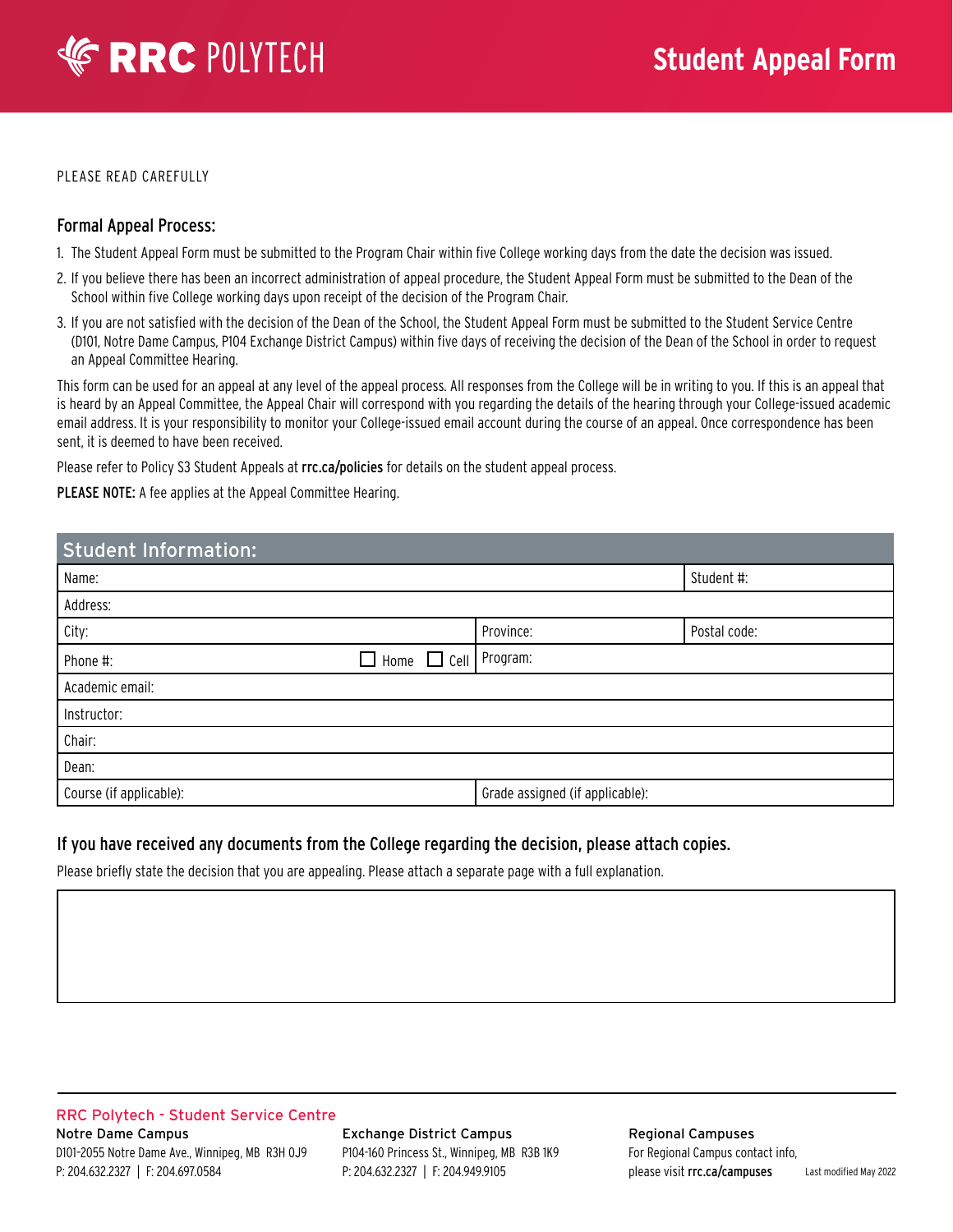RRC POLYTECH

# Student Appeal Form

PLEASE READ CAREFULLY

## Formal Appeal Process:

1. The Student Appeal Form must be submitted to the Program Chair within five College working days from the date the decision was issued.
2. If you believe there has been an incorrect administration of appeal procedure, the Student Appeal Form must be submitted to the Dean of the School within five College working days upon receipt of the decision of the Program Chair.
3. If you are not satisfied with the decision of the Dean of the School, the Student Appeal Form must be submitted to the Student Service Centre (D101, Notre Dame Campus, P104 Exchange District Campus) within five days of receiving the decision of the Dean of the School in order to request an Appeal Committee Hearing.

This form can be used for an appeal at any level of the appeal process. All responses from the College will be in writing to you. If this is an appeal that is heard by an Appeal Committee, the Appeal Chair will correspond with you regarding the details of the hearing through your College-issued academic email address. It is your responsibility to monitor your College-issued email account during the course of an appeal. Once correspondence has been sent, it is deemed to have been received.

Please refer to Policy S3 Student Appeals at **rrc.ca/policies** for details on the student appeal process.

**PLEASE NOTE:** A fee applies at the Appeal Committee Hearing.

| Student Information: | | |
|---|---|---|
| Name: | | Student #: |
| Address: | | |
| City: | Province: | Postal code: |
| Phone #: ☐ Home ☐ Cell | Program: | |
| Academic email: | | |
| Instructor: | | |
| Chair: | | |
| Dean: | | |
| Course (if applicable): | Grade assigned (if applicable): | |

### If you have received any documents from the College regarding the decision, please attach copies.

Please briefly state the decision that you are appealing. Please attach a separate page with a full explanation.

| |
|---|
| |

**RRC Polytech - Student Service Centre**

**Notre Dame Campus**
D101-2055 Notre Dame Ave., Winnipeg, MB R3H 0J9
P: 204.632.2327 | F: 204.697.0584

**Exchange District Campus**
P104-160 Princess St., Winnipeg, MB R3B 1K9
P: 204.632.2327 | F: 204.949.9105

**Regional Campuses**
For Regional Campus contact info, please visit **rrc.ca/campuses**

Last modified May 2022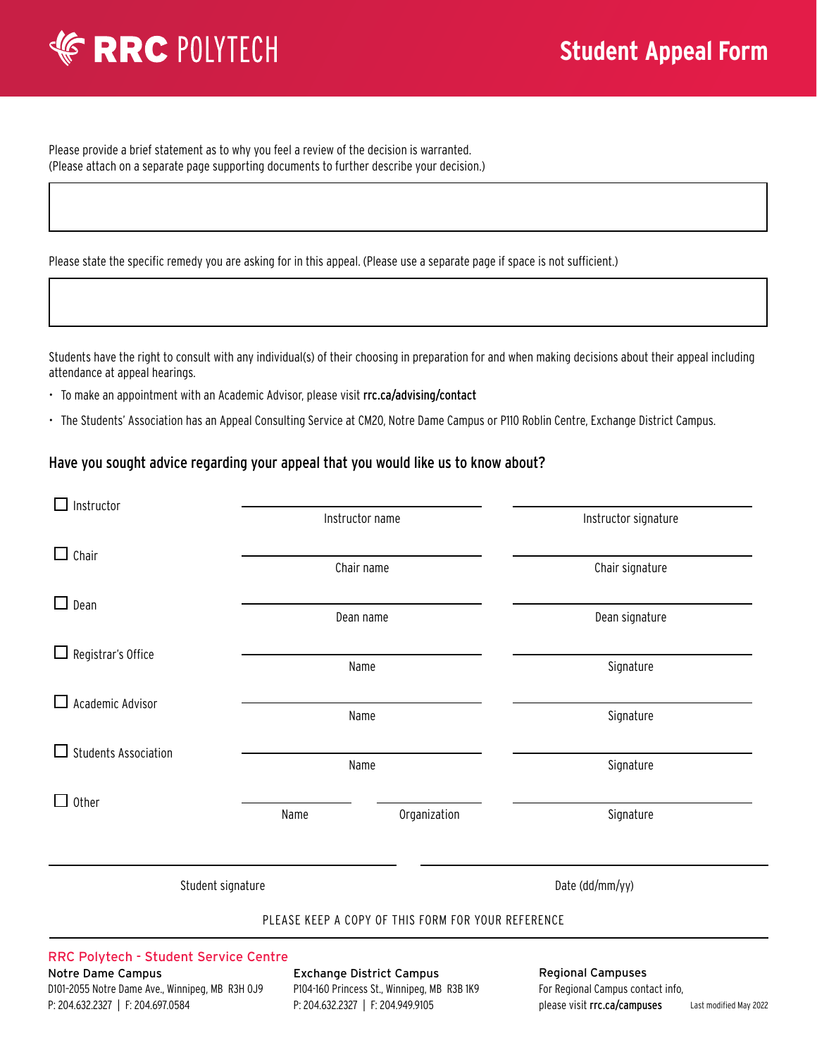# RRC POLYTECH — Student Appeal Form

Please provide a brief statement as to why you feel a review of the decision is warranted.
(Please attach on a separate page supporting documents to further describe your decision.)

&nbsp;

Please state the specific remedy you are asking for in this appeal. (Please use a separate page if space is not sufficient.)

&nbsp;

Students have the right to consult with any individual(s) of their choosing in preparation for and when making decisions about their appeal including attendance at appeal hearings.

- To make an appointment with an Academic Advisor, please visit **rrc.ca/advising/contact**
- The Students' Association has an Appeal Consulting Service at CM20, Notre Dame Campus or P110 Roblin Centre, Exchange District Campus.

## Have you sought advice regarding your appeal that you would like us to know about?

| | | | |
|---|---|---|---|
| ☐ Instructor | Instructor name | | Instructor signature |
| ☐ Chair | Chair name | | Chair signature |
| ☐ Dean | Dean name | | Dean signature |
| ☐ Registrar's Office | Name | | Signature |
| ☐ Academic Advisor | Name | | Signature |
| ☐ Students Association | Name | | Signature |
| ☐ Other | Name | Organization | Signature |

Student signature ______________________ Date (dd/mm/yy) ______________________

PLEASE KEEP A COPY OF THIS FORM FOR YOUR REFERENCE

**RRC Polytech - Student Service Centre**

**Notre Dame Campus**
D101-2055 Notre Dame Ave., Winnipeg, MB R3H 0J9
P: 204.632.2327 | F: 204.697.0584

**Exchange District Campus**
P104-160 Princess St., Winnipeg, MB R3B 1K9
P: 204.632.2327 | F: 204.949.9105

**Regional Campuses**
For Regional Campus contact info, please visit **rrc.ca/campuses**

Last modified May 2022